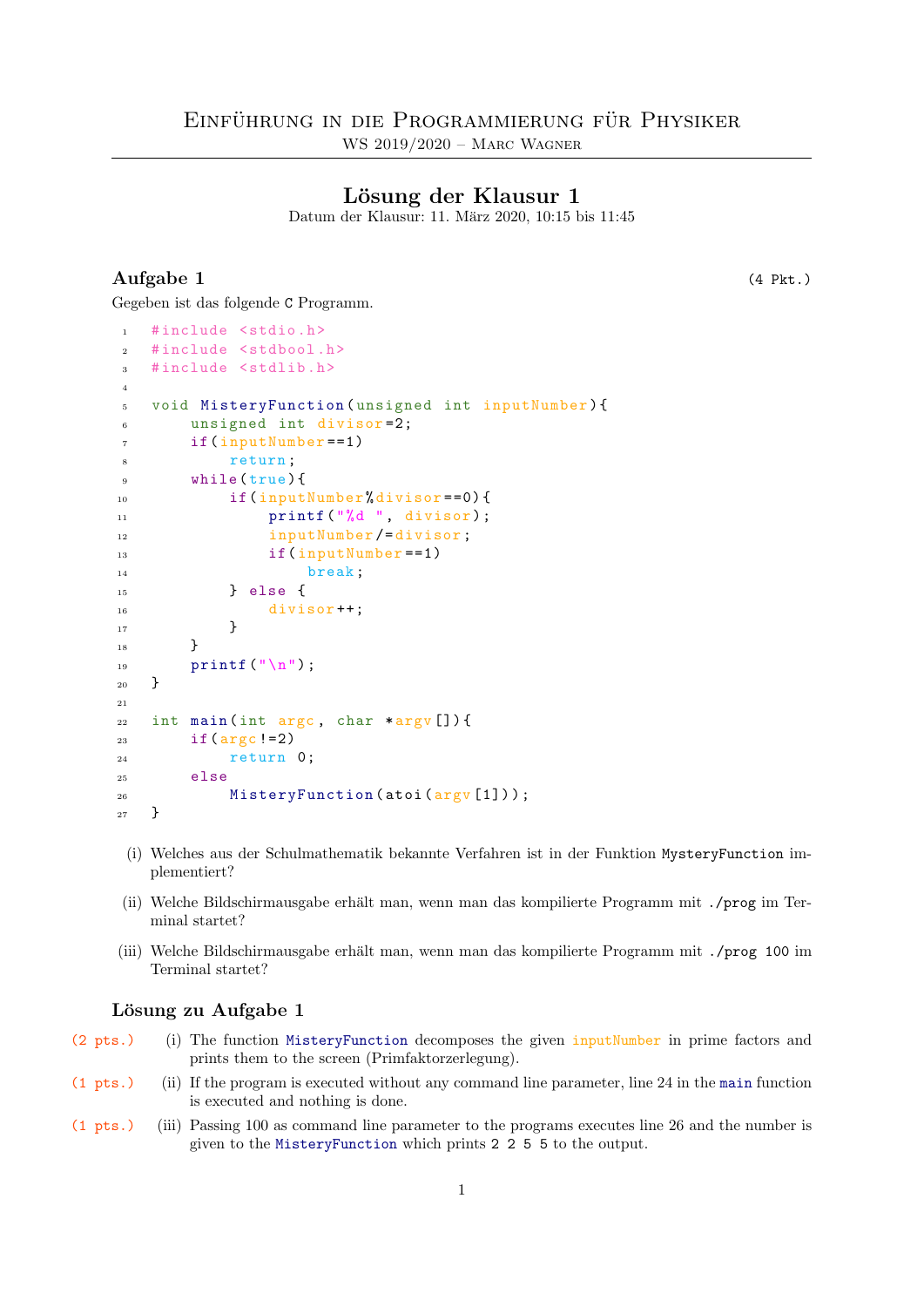# Einführung in die Programmierung für Physiker

WS 2019/2020 – Marc Wagner

## Lösung der Klausur 1

Datum der Klausur: 11. März 2020, 10:15 bis 11:45

### Aufgabe 1 (4 Pkt.)

Gegeben ist das folgende C Programm.

```c
#include <stdio.h>
#include <stdbool.h>
#include <stdlib.h>

void MisteryFunction(unsigned int inputNumber){
    unsigned int divisor=2;
    if(inputNumber==1)
        return;
    while(true){
        if(inputNumber%divisor==0){
            printf("%d ", divisor);
            inputNumber/=divisor;
            if(inputNumber==1)
                break;
        } else {
            divisor++;
        }
    }
    printf("\n");
}

int main(int argc, char *argv[]){
    if(argc!=2)
        return 0;
    else
        MisteryFunction(atoi(argv[1]));
}
```

(i) Welches aus der Schulmathematik bekannte Verfahren ist in der Funktion `MysteryFunction` implementiert?

(ii) Welche Bildschirmausgabe erhält man, wenn man das kompilierte Programm mit `./prog` im Terminal startet?

(iii) Welche Bildschirmausgabe erhält man, wenn man das kompilierte Programm mit `./prog 100` im Terminal startet?

### Lösung zu Aufgabe 1

(2 pts.) (i) The function `MisteryFunction` decomposes the given `inputNumber` in prime factors and prints them to the screen (Primfaktorzerlegung).

(1 pts.) (ii) If the program is executed without any command line parameter, line 24 in the `main` function is executed and nothing is done.

(1 pts.) (iii) Passing 100 as command line parameter to the programs executes line 26 and the number is given to the `MisteryFunction` which prints `2 2 5 5` to the output.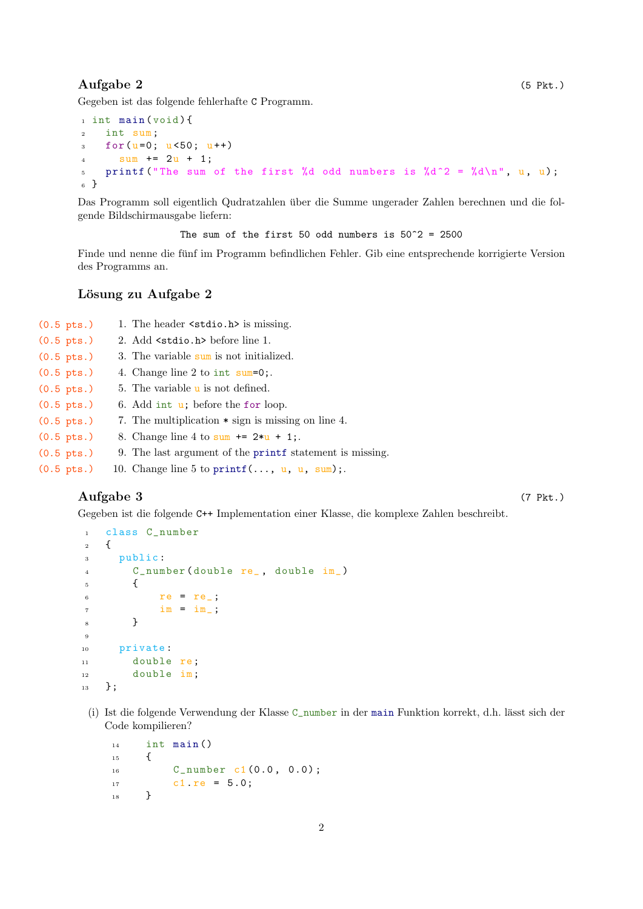## Aufgabe 2 (5 Pkt.)

Gegeben ist das folgende fehlerhafte C Programm.

```
1 int main(void){
2   int sum;
3   for(u=0; u<50; u++)
4     sum += 2u + 1;
5   printf("The sum of the first %d odd numbers is %d^2 = %d\n", u, u);
6 }
```

Das Programm soll eigentlich Qudratzahlen über die Summe ungerader Zahlen berechnen und die folgende Bildschirmausgabe liefern:

```
The sum of the first 50 odd numbers is 50^2 = 2500
```

Finde und nenne die fünf im Programm befindlichen Fehler. Gib eine entsprechende korrigierte Version des Programms an.

## Lösung zu Aufgabe 2

(0.5 pts.) 1. The header `<stdio.h>` is missing.

(0.5 pts.) 2. Add `<stdio.h>` before line 1.

(0.5 pts.) 3. The variable `sum` is not initialized.

(0.5 pts.) 4. Change line 2 to `int sum=0;`.

(0.5 pts.) 5. The variable `u` is not defined.

(0.5 pts.) 6. Add `int u;` before the `for` loop.

(0.5 pts.) 7. The multiplication `*` sign is missing on line 4.

(0.5 pts.) 8. Change line 4 to `sum += 2*u + 1;`.

(0.5 pts.) 9. The last argument of the `printf` statement is missing.

(0.5 pts.) 10. Change line 5 to `printf(..., u, u, sum);`.

## Aufgabe 3 (7 Pkt.)

Gegeben ist die folgende C++ Implementation einer Klasse, die komplexe Zahlen beschreibt.

```
1  class C_number
2  {
3    public:
4      C_number(double re_, double im_)
5      {
6          re = re_;
7          im = im_;
8      }
9
10   private:
11     double re;
12     double im;
13 };
```

(i) Ist die folgende Verwendung der Klasse `C_number` in der `main` Funktion korrekt, d.h. lässt sich der Code kompilieren?

```
14   int main()
15   {
16       C_number c1(0.0, 0.0);
17       c1.re = 5.0;
18   }
```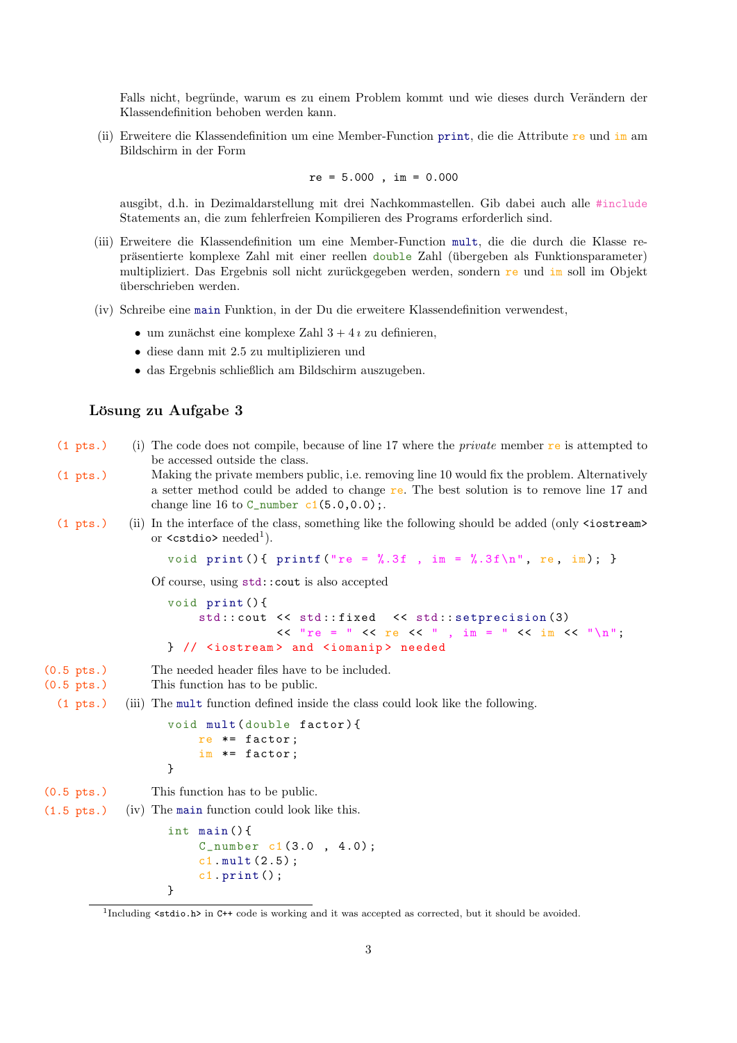Falls nicht, begründe, warum es zu einem Problem kommt und wie dieses durch Verändern der Klassendefinition behoben werden kann.

(ii) Erweitere die Klassendefinition um eine Member-Function `print`, die die Attribute `re` und `im` am Bildschirm in der Form

```
re = 5.000 , im = 0.000
```

ausgibt, d.h. in Dezimaldarstellung mit drei Nachkommastellen. Gib dabei auch alle `#include` Statements an, die zum fehlerfreien Kompilieren des Programs erforderlich sind.

(iii) Erweitere die Klassendefinition um eine Member-Function `mult`, die die durch die Klasse repräsentierte komplexe Zahl mit einer reellen `double` Zahl (übergeben als Funktionsparameter) multipliziert. Das Ergebnis soll nicht zurückgegeben werden, sondern `re` und `im` soll im Objekt überschrieben werden.

(iv) Schreibe eine `main` Funktion, in der Du die erweitere Klassendefinition verwendest,

- um zunächst eine komplexe Zahl $3 + 4\imath$ zu definieren,
- diese dann mit 2.5 zu multiplizieren und
- das Ergebnis schließlich am Bildschirm auszugeben.

## Lösung zu Aufgabe 3

(1 pts.) (i) The code does not compile, because of line 17 where the *private* member `re` is attempted to be accessed outside the class.

(1 pts.) Making the private members public, i.e. removing line 10 would fix the problem. Alternatively a setter method could be added to change `re`. The best solution is to remove line 17 and change line 16 to `C_number c1(5.0,0.0);`.

(1 pts.) (ii) In the interface of the class, something like the following should be added (only `<iostream>` or `<cstdio>` needed[1]).

```
void print(){ printf("re = %.3f , im = %.3f\n", re, im); }
```

Of course, using `std::cout` is also accepted

```
void print(){
    std::cout << std::fixed  << std::setprecision(3)
              << "re = " << re << " , im = " << im << "\n";
} // <iostream> and <iomanip> needed
```

(0.5 pts.) The needed header files have to be included.

(0.5 pts.) This function has to be public.

(1 pts.) (iii) The `mult` function defined inside the class could look like the following.

```
void mult(double factor){
    re *= factor;
    im *= factor;
}
```

(0.5 pts.) This function has to be public.

(1.5 pts.) (iv) The `main` function could look like this.

```
int main(){
    C_number c1(3.0 , 4.0);
    c1.mult(2.5);
    c1.print();
}
```

[1] Including `<stdio.h>` in C++ code is working and it was accepted as corrected, but it should be avoided.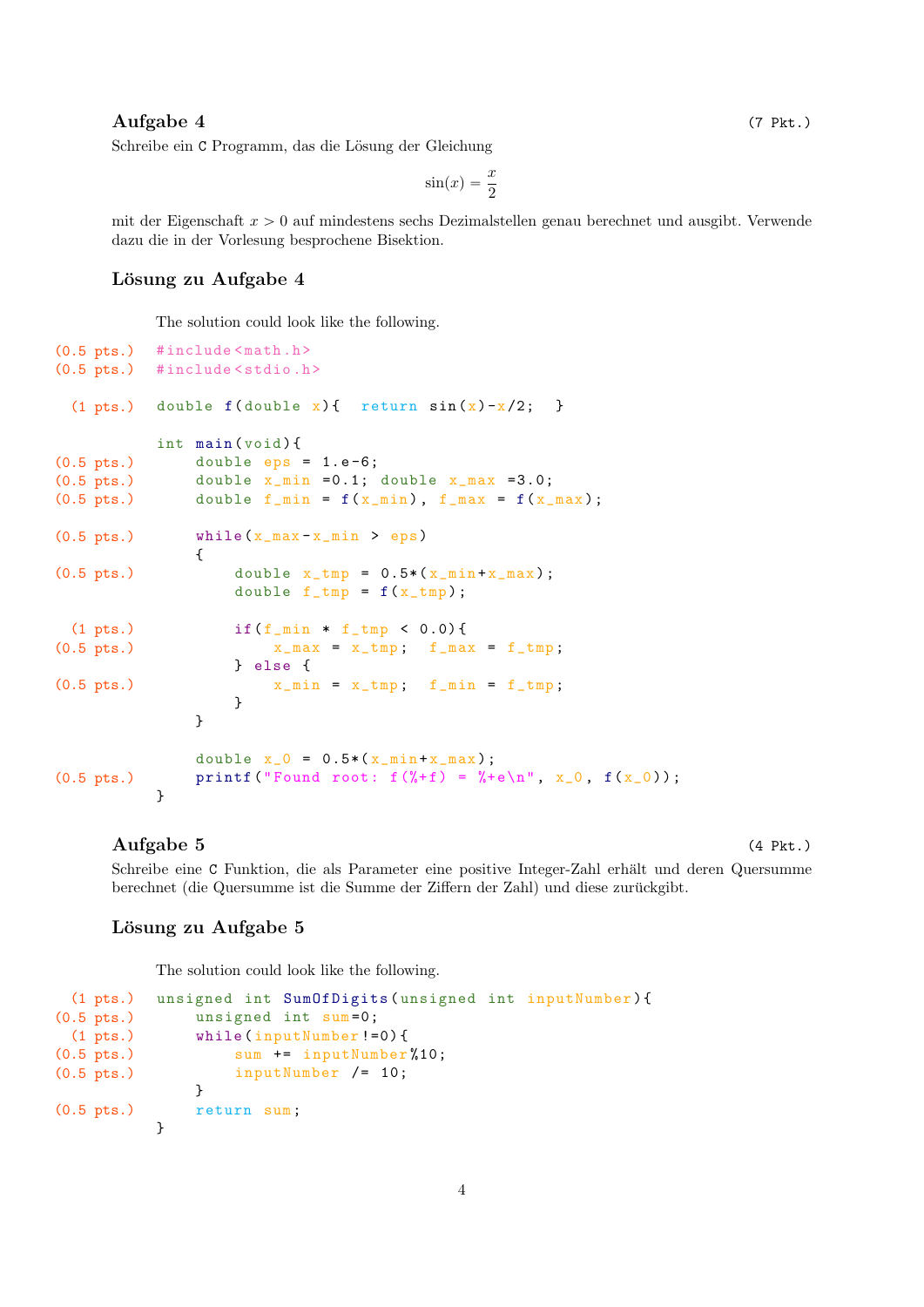### Aufgabe 4 (7 Pkt.)

Schreibe ein C Programm, das die Lösung der Gleichung

$$\sin(x) = \frac{x}{2}$$

mit der Eigenschaft $x > 0$ auf mindestens sechs Dezimalstellen genau berechnet und ausgibt. Verwende dazu die in der Vorlesung besprochene Bisektion.

### Lösung zu Aufgabe 4

The solution could look like the following.

```
(0.5 pts.)  #include<math.h>
(0.5 pts.)  #include<stdio.h>

  (1 pts.)  double f(double x){  return sin(x)-x/2;  }

            int main(void){
(0.5 pts.)      double eps = 1.e-6;
(0.5 pts.)      double x_min =0.1; double x_max =3.0;
(0.5 pts.)      double f_min = f(x_min), f_max = f(x_max);

(0.5 pts.)      while(x_max-x_min > eps)
                {
(0.5 pts.)          double x_tmp = 0.5*(x_min+x_max);
                    double f_tmp = f(x_tmp);

  (1 pts.)          if(f_min * f_tmp < 0.0){
(0.5 pts.)              x_max = x_tmp;  f_max = f_tmp;
                    } else {
(0.5 pts.)              x_min = x_tmp;  f_min = f_tmp;
                    }
                }

                double x_0 = 0.5*(x_min+x_max);
(0.5 pts.)      printf("Found root: f(%+f) = %+e\n", x_0, f(x_0));
            }
```

### Aufgabe 5 (4 Pkt.)

Schreibe eine C Funktion, die als Parameter eine positive Integer-Zahl erhält und deren Quersumme berechnet (die Quersumme ist die Summe der Ziffern der Zahl) und diese zurückgibt.

### Lösung zu Aufgabe 5

The solution could look like the following.

```
  (1 pts.)  unsigned int SumOfDigits(unsigned int inputNumber){
(0.5 pts.)      unsigned int sum=0;
  (1 pts.)      while(inputNumber!=0){
(0.5 pts.)          sum += inputNumber%10;
(0.5 pts.)          inputNumber /= 10;
                }
(0.5 pts.)      return sum;
            }
```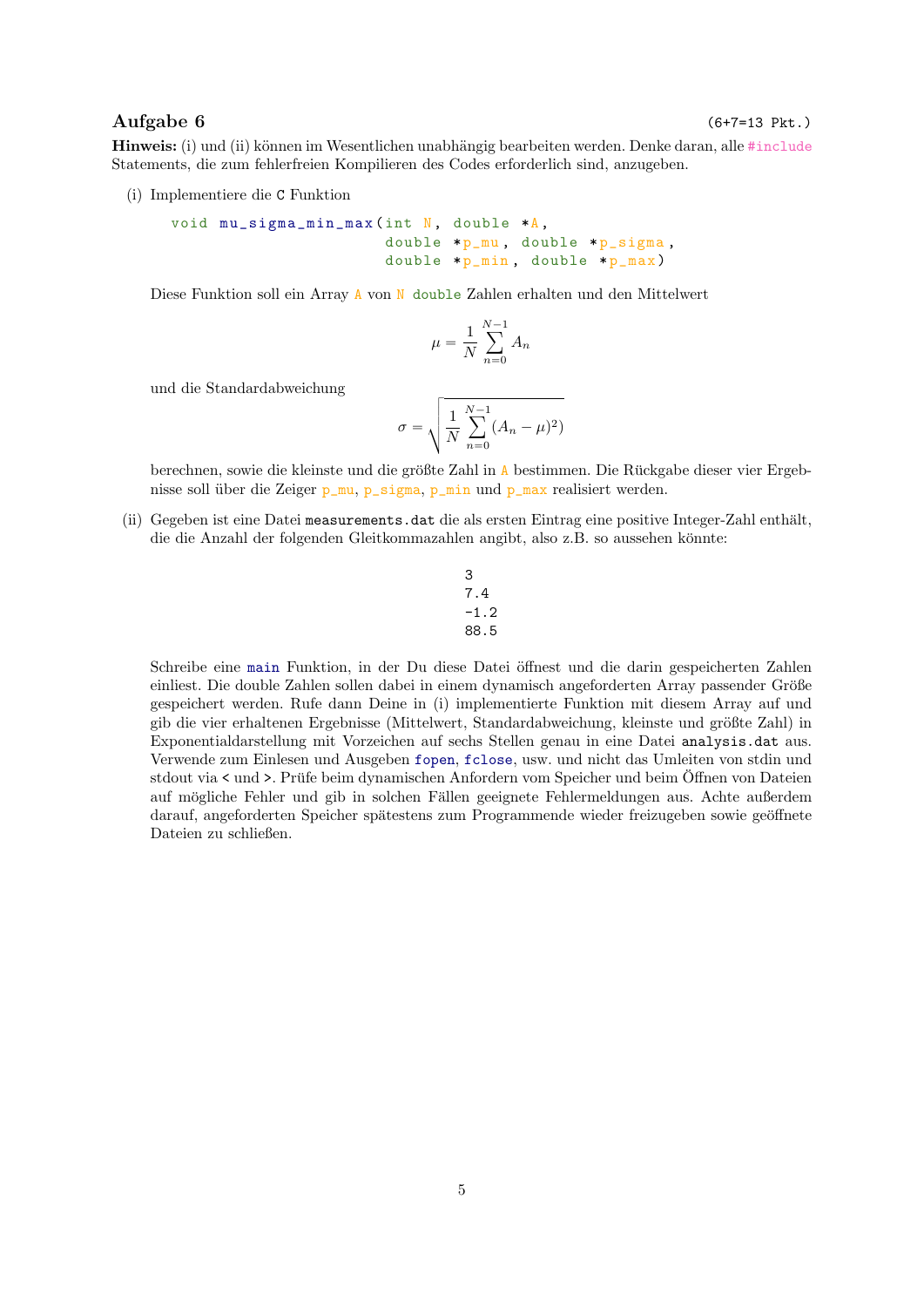## Aufgabe 6

(6+7=13 Pkt.)

**Hinweis:** (i) und (ii) können im Wesentlichen unabhängig bearbeiten werden. Denke daran, alle `#include` Statements, die zum fehlerfreien Kompilieren des Codes erforderlich sind, anzugeben.

(i) Implementiere die `C` Funktion

```
void mu_sigma_min_max(int N, double *A,
                      double *p_mu, double *p_sigma,
                      double *p_min, double *p_max)
```

Diese Funktion soll ein Array `A` von `N` `double` Zahlen erhalten und den Mittelwert

$$\mu = \frac{1}{N} \sum_{n=0}^{N-1} A_n$$

und die Standardabweichung

$$\sigma = \sqrt{\frac{1}{N} \sum_{n=0}^{N-1} (A_n - \mu)^2)}$$

berechnen, sowie die kleinste und die größte Zahl in `A` bestimmen. Die Rückgabe dieser vier Ergebnisse soll über die Zeiger `p_mu`, `p_sigma`, `p_min` und `p_max` realisiert werden.

(ii) Gegeben ist eine Datei `measurements.dat` die als ersten Eintrag eine positive Integer-Zahl enthält, die die Anzahl der folgenden Gleitkommazahlen angibt, also z.B. so aussehen könnte:

```
3
7.4
-1.2
88.5
```

Schreibe eine `main` Funktion, in der Du diese Datei öffnest und die darin gespeicherten Zahlen einliest. Die double Zahlen sollen dabei in einem dynamisch angeforderten Array passender Größe gespeichert werden. Rufe dann Deine in (i) implementierte Funktion mit diesem Array auf und gib die vier erhaltenen Ergebnisse (Mittelwert, Standardabweichung, kleinste und größte Zahl) in Exponentialdarstellung mit Vorzeichen auf sechs Stellen genau in eine Datei `analysis.dat` aus. Verwende zum Einlesen und Ausgeben `fopen`, `fclose`, usw. und nicht das Umleiten von stdin und stdout via `<` und `>`. Prüfe beim dynamischen Anfordern vom Speicher und beim Öffnen von Dateien auf mögliche Fehler und gib in solchen Fällen geeignete Fehlermeldungen aus. Achte außerdem darauf, angeforderten Speicher spätestens zum Programmende wieder freizugeben sowie geöffnete Dateien zu schließen.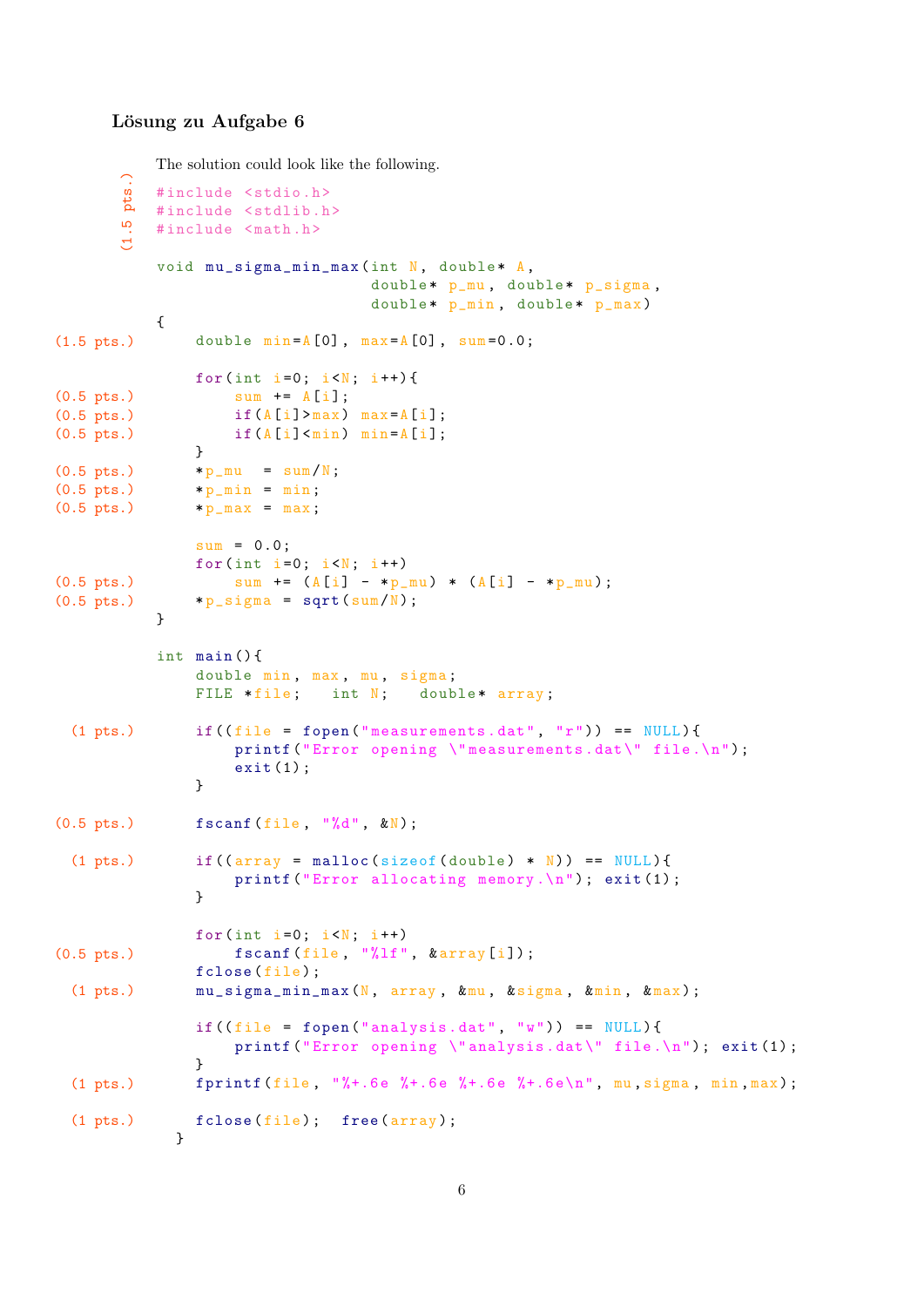### Lösung zu Aufgabe 6

The solution could look like the following.

```
(1.5 pts.)    #include <stdio.h>
              #include <stdlib.h>
              #include <math.h>

              void mu_sigma_min_max(int N, double* A,
                                    double* p_mu, double* p_sigma,
                                    double* p_min, double* p_max)
              {
(1.5 pts.)        double min=A[0], max=A[0], sum=0.0;

                  for(int i=0; i<N; i++){
(0.5 pts.)            sum += A[i];
(0.5 pts.)            if(A[i]>max) max=A[i];
(0.5 pts.)            if(A[i]<min) min=A[i];
                  }
(0.5 pts.)        *p_mu  = sum/N;
(0.5 pts.)        *p_min = min;
(0.5 pts.)        *p_max = max;

                  sum = 0.0;
                  for(int i=0; i<N; i++)
(0.5 pts.)            sum += (A[i] - *p_mu) * (A[i] - *p_mu);
(0.5 pts.)        *p_sigma = sqrt(sum/N);
              }

              int main(){
                  double min, max, mu, sigma;
                  FILE *file;   int N;   double* array;

  (1 pts.)        if((file = fopen("measurements.dat", "r")) == NULL){
                      printf("Error opening \"measurements.dat\" file.\n");
                      exit(1);
                  }

(0.5 pts.)        fscanf(file, "%d", &N);

  (1 pts.)        if((array = malloc(sizeof(double) * N)) == NULL){
                      printf("Error allocating memory.\n"); exit(1);
                  }

                  for(int i=0; i<N; i++)
(0.5 pts.)            fscanf(file, "%lf", &array[i]);
                  fclose(file);
  (1 pts.)        mu_sigma_min_max(N, array, &mu, &sigma, &min, &max);

                  if((file = fopen("analysis.dat", "w")) == NULL){
                      printf("Error opening \"analysis.dat\" file.\n"); exit(1);
                  }
  (1 pts.)        fprintf(file, "%+.6e %+.6e %+.6e %+.6e\n", mu,sigma, min,max);

  (1 pts.)        fclose(file);  free(array);
              }
```